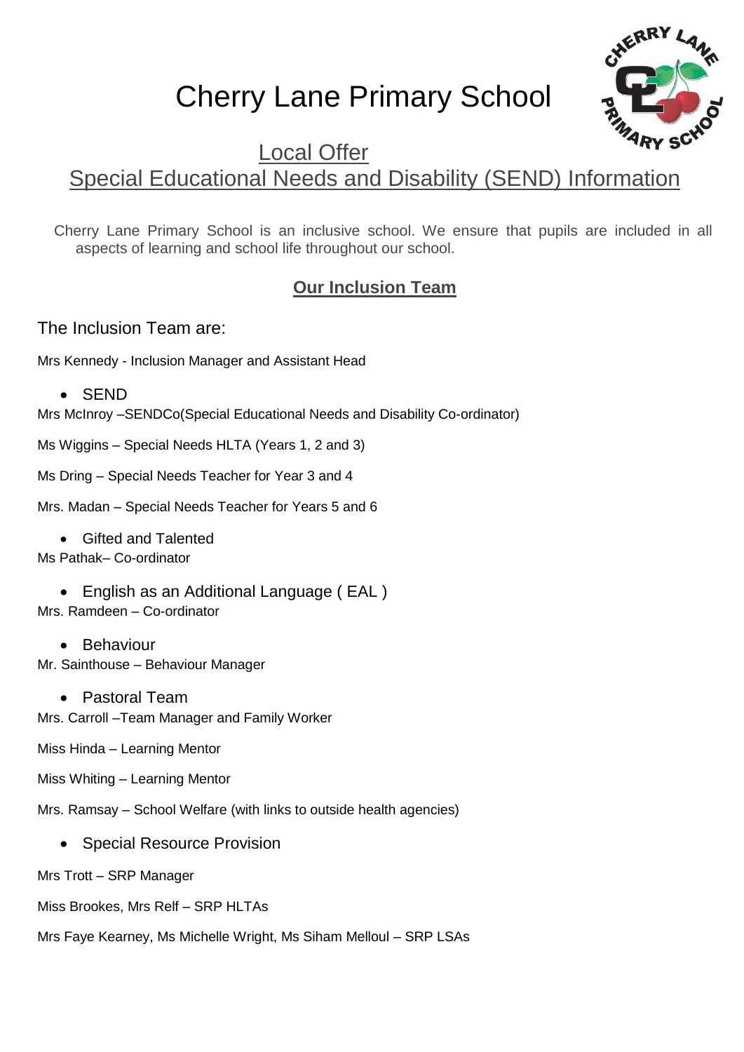# Cherry Lane Primary School

## Local Offer

## Special Educational Needs and Disability (SEND) Information

Cherry Lane Primary School is an inclusive school. We ensure that pupils are included in all aspects of learning and school life throughout our school.

### Our Inclusion Team

The Inclusion Team are:

Mrs Kennedy - Inclusion Manager and Assistant Head

- SEND

Mrs McInroy –SENDCo(Special Educational Needs and Disability Co-ordinator)

Ms Wiggins – Special Needs HLTA (Years 1, 2 and 3)

Ms Dring – Special Needs Teacher for Year 3 and 4

Mrs. Madan – Special Needs Teacher for Years 5 and 6

- Gifted and Talented

Ms Pathak– Co-ordinator

- English as an Additional Language ( EAL )

Mrs. Ramdeen – Co-ordinator

- Behaviour

Mr. Sainthouse – Behaviour Manager

- Pastoral Team

Mrs. Carroll –Team Manager and Family Worker

Miss Hinda – Learning Mentor

Miss Whiting – Learning Mentor

Mrs. Ramsay – School Welfare (with links to outside health agencies)

- Special Resource Provision

Mrs Trott – SRP Manager

Miss Brookes, Mrs Relf – SRP HLTAs

Mrs Faye Kearney, Ms Michelle Wright, Ms Siham Melloul – SRP LSAs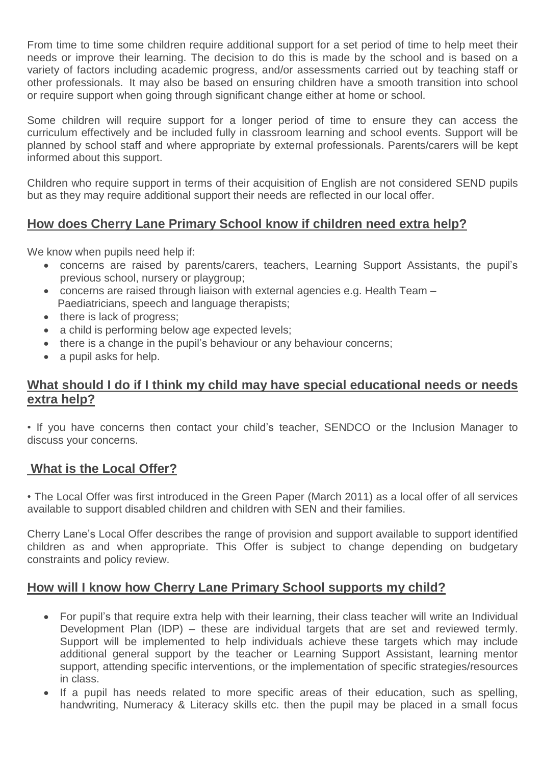From time to time some children require additional support for a set period of time to help meet their needs or improve their learning. The decision to do this is made by the school and is based on a variety of factors including academic progress, and/or assessments carried out by teaching staff or other professionals. It may also be based on ensuring children have a smooth transition into school or require support when going through significant change either at home or school.

Some children will require support for a longer period of time to ensure they can access the curriculum effectively and be included fully in classroom learning and school events. Support will be planned by school staff and where appropriate by external professionals. Parents/carers will be kept informed about this support.

Children who require support in terms of their acquisition of English are not considered SEND pupils but as they may require additional support their needs are reflected in our local offer.

## How does Cherry Lane Primary School know if children need extra help?

We know when pupils need help if:

- concerns are raised by parents/carers, teachers, Learning Support Assistants, the pupil's previous school, nursery or playgroup;
- concerns are raised through liaison with external agencies e.g. Health Team – Paediatricians, speech and language therapists;
- there is lack of progress;
- a child is performing below age expected levels;
- there is a change in the pupil's behaviour or any behaviour concerns;
- a pupil asks for help.

## What should I do if I think my child may have special educational needs or needs extra help?

• If you have concerns then contact your child's teacher, SENDCO or the Inclusion Manager to discuss your concerns.

## What is the Local Offer?

• The Local Offer was first introduced in the Green Paper (March 2011) as a local offer of all services available to support disabled children and children with SEN and their families.

Cherry Lane's Local Offer describes the range of provision and support available to support identified children as and when appropriate. This Offer is subject to change depending on budgetary constraints and policy review.

## How will I know how Cherry Lane Primary School supports my child?

- For pupil's that require extra help with their learning, their class teacher will write an Individual Development Plan (IDP) – these are individual targets that are set and reviewed termly. Support will be implemented to help individuals achieve these targets which may include additional general support by the teacher or Learning Support Assistant, learning mentor support, attending specific interventions, or the implementation of specific strategies/resources in class.
- If a pupil has needs related to more specific areas of their education, such as spelling, handwriting, Numeracy & Literacy skills etc. then the pupil may be placed in a small focus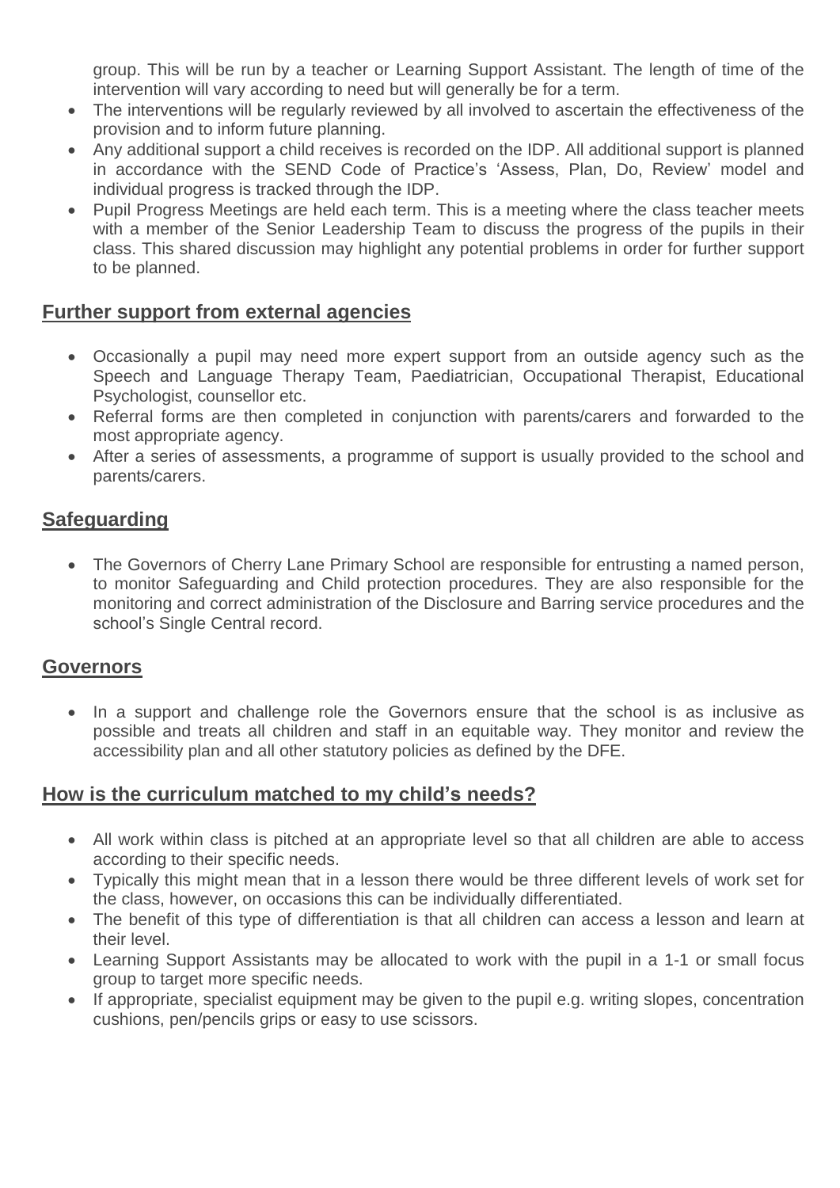group. This will be run by a teacher or Learning Support Assistant. The length of time of the intervention will vary according to need but will generally be for a term.

- The interventions will be regularly reviewed by all involved to ascertain the effectiveness of the provision and to inform future planning.
- Any additional support a child receives is recorded on the IDP. All additional support is planned in accordance with the SEND Code of Practice's 'Assess, Plan, Do, Review' model and individual progress is tracked through the IDP.
- Pupil Progress Meetings are held each term. This is a meeting where the class teacher meets with a member of the Senior Leadership Team to discuss the progress of the pupils in their class. This shared discussion may highlight any potential problems in order for further support to be planned.

## Further support from external agencies

- Occasionally a pupil may need more expert support from an outside agency such as the Speech and Language Therapy Team, Paediatrician, Occupational Therapist, Educational Psychologist, counsellor etc.
- Referral forms are then completed in conjunction with parents/carers and forwarded to the most appropriate agency.
- After a series of assessments, a programme of support is usually provided to the school and parents/carers.

## Safeguarding

- The Governors of Cherry Lane Primary School are responsible for entrusting a named person, to monitor Safeguarding and Child protection procedures. They are also responsible for the monitoring and correct administration of the Disclosure and Barring service procedures and the school's Single Central record.

## Governors

- In a support and challenge role the Governors ensure that the school is as inclusive as possible and treats all children and staff in an equitable way. They monitor and review the accessibility plan and all other statutory policies as defined by the DFE.

## How is the curriculum matched to my child's needs?

- All work within class is pitched at an appropriate level so that all children are able to access according to their specific needs.
- Typically this might mean that in a lesson there would be three different levels of work set for the class, however, on occasions this can be individually differentiated.
- The benefit of this type of differentiation is that all children can access a lesson and learn at their level.
- Learning Support Assistants may be allocated to work with the pupil in a 1-1 or small focus group to target more specific needs.
- If appropriate, specialist equipment may be given to the pupil e.g. writing slopes, concentration cushions, pen/pencils grips or easy to use scissors.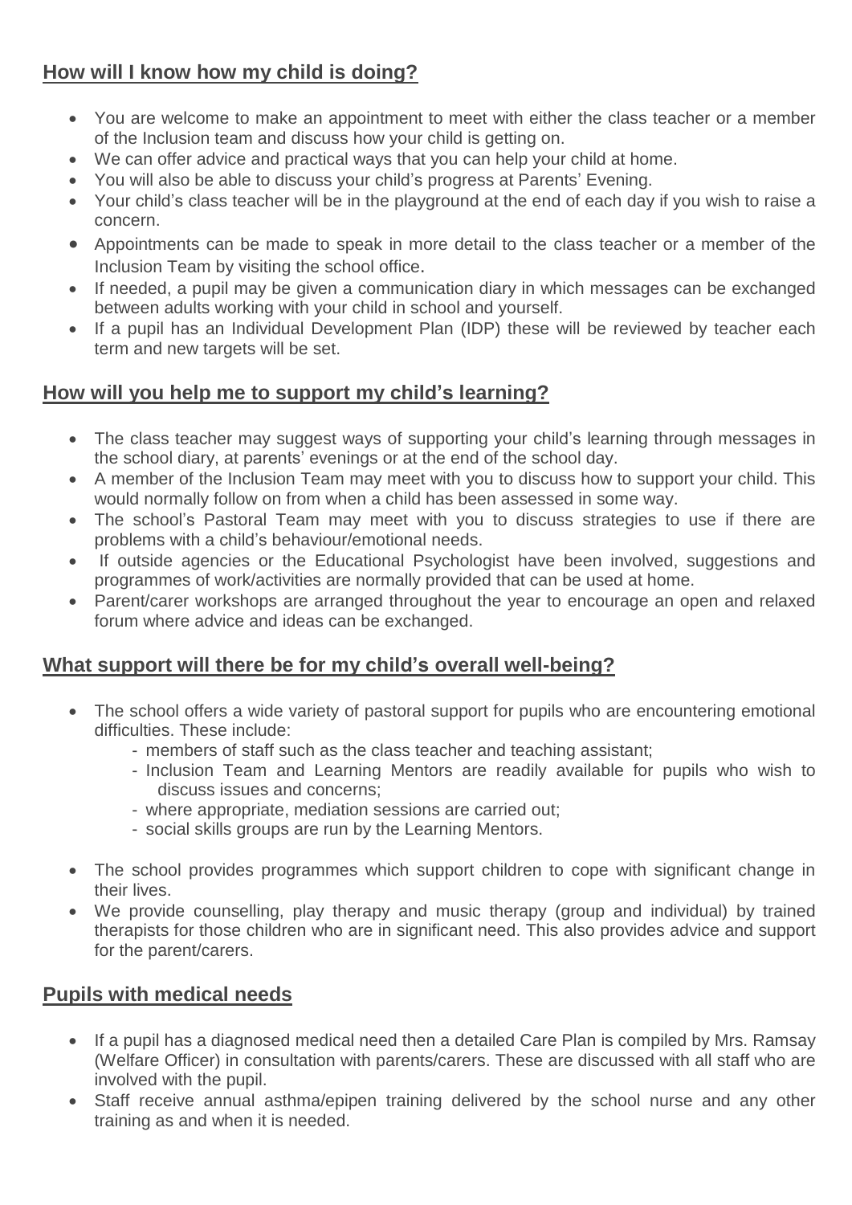## How will I know how my child is doing?

- You are welcome to make an appointment to meet with either the class teacher or a member of the Inclusion team and discuss how your child is getting on.
- We can offer advice and practical ways that you can help your child at home.
- You will also be able to discuss your child's progress at Parents' Evening.
- Your child's class teacher will be in the playground at the end of each day if you wish to raise a concern.
- Appointments can be made to speak in more detail to the class teacher or a member of the Inclusion Team by visiting the school office.
- If needed, a pupil may be given a communication diary in which messages can be exchanged between adults working with your child in school and yourself.
- If a pupil has an Individual Development Plan (IDP) these will be reviewed by teacher each term and new targets will be set.

## How will you help me to support my child's learning?

- The class teacher may suggest ways of supporting your child's learning through messages in the school diary, at parents' evenings or at the end of the school day.
- A member of the Inclusion Team may meet with you to discuss how to support your child. This would normally follow on from when a child has been assessed in some way.
- The school's Pastoral Team may meet with you to discuss strategies to use if there are problems with a child's behaviour/emotional needs.
- If outside agencies or the Educational Psychologist have been involved, suggestions and programmes of work/activities are normally provided that can be used at home.
- Parent/carer workshops are arranged throughout the year to encourage an open and relaxed forum where advice and ideas can be exchanged.

## What support will there be for my child's overall well-being?

- The school offers a wide variety of pastoral support for pupils who are encountering emotional difficulties. These include:
  - members of staff such as the class teacher and teaching assistant;
  - Inclusion Team and Learning Mentors are readily available for pupils who wish to discuss issues and concerns;
  - where appropriate, mediation sessions are carried out;
  - social skills groups are run by the Learning Mentors.
- The school provides programmes which support children to cope with significant change in their lives.
- We provide counselling, play therapy and music therapy (group and individual) by trained therapists for those children who are in significant need. This also provides advice and support for the parent/carers.

## Pupils with medical needs

- If a pupil has a diagnosed medical need then a detailed Care Plan is compiled by Mrs. Ramsay (Welfare Officer) in consultation with parents/carers. These are discussed with all staff who are involved with the pupil.
- Staff receive annual asthma/epipen training delivered by the school nurse and any other training as and when it is needed.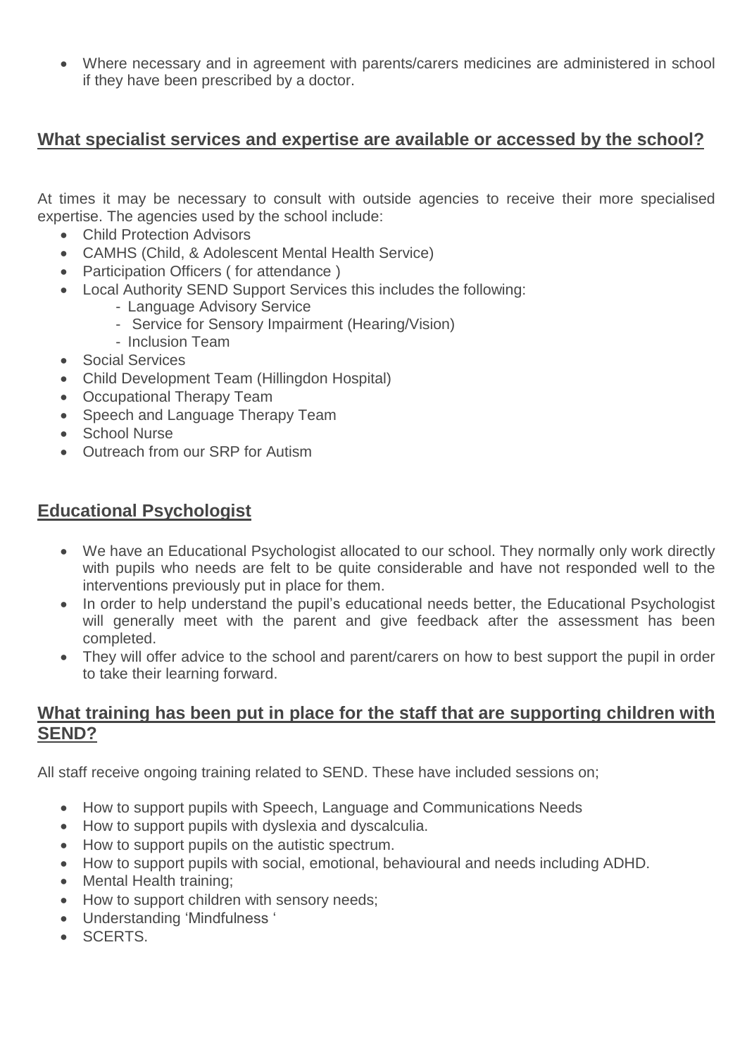- Where necessary and in agreement with parents/carers medicines are administered in school if they have been prescribed by a doctor.

## What specialist services and expertise are available or accessed by the school?

At times it may be necessary to consult with outside agencies to receive their more specialised expertise. The agencies used by the school include:

- Child Protection Advisors
- CAMHS (Child, & Adolescent Mental Health Service)
- Participation Officers ( for attendance )
- Local Authority SEND Support Services this includes the following:
    - Language Advisory Service
    - Service for Sensory Impairment (Hearing/Vision)
    - Inclusion Team
- Social Services
- Child Development Team (Hillingdon Hospital)
- Occupational Therapy Team
- Speech and Language Therapy Team
- School Nurse
- Outreach from our SRP for Autism

## Educational Psychologist

- We have an Educational Psychologist allocated to our school. They normally only work directly with pupils who needs are felt to be quite considerable and have not responded well to the interventions previously put in place for them.
- In order to help understand the pupil's educational needs better, the Educational Psychologist will generally meet with the parent and give feedback after the assessment has been completed.
- They will offer advice to the school and parent/carers on how to best support the pupil in order to take their learning forward.

## What training has been put in place for the staff that are supporting children with SEND?

All staff receive ongoing training related to SEND. These have included sessions on;

- How to support pupils with Speech, Language and Communications Needs
- How to support pupils with dyslexia and dyscalculia.
- How to support pupils on the autistic spectrum.
- How to support pupils with social, emotional, behavioural and needs including ADHD.
- Mental Health training;
- How to support children with sensory needs;
- Understanding 'Mindfulness '
- SCERTS.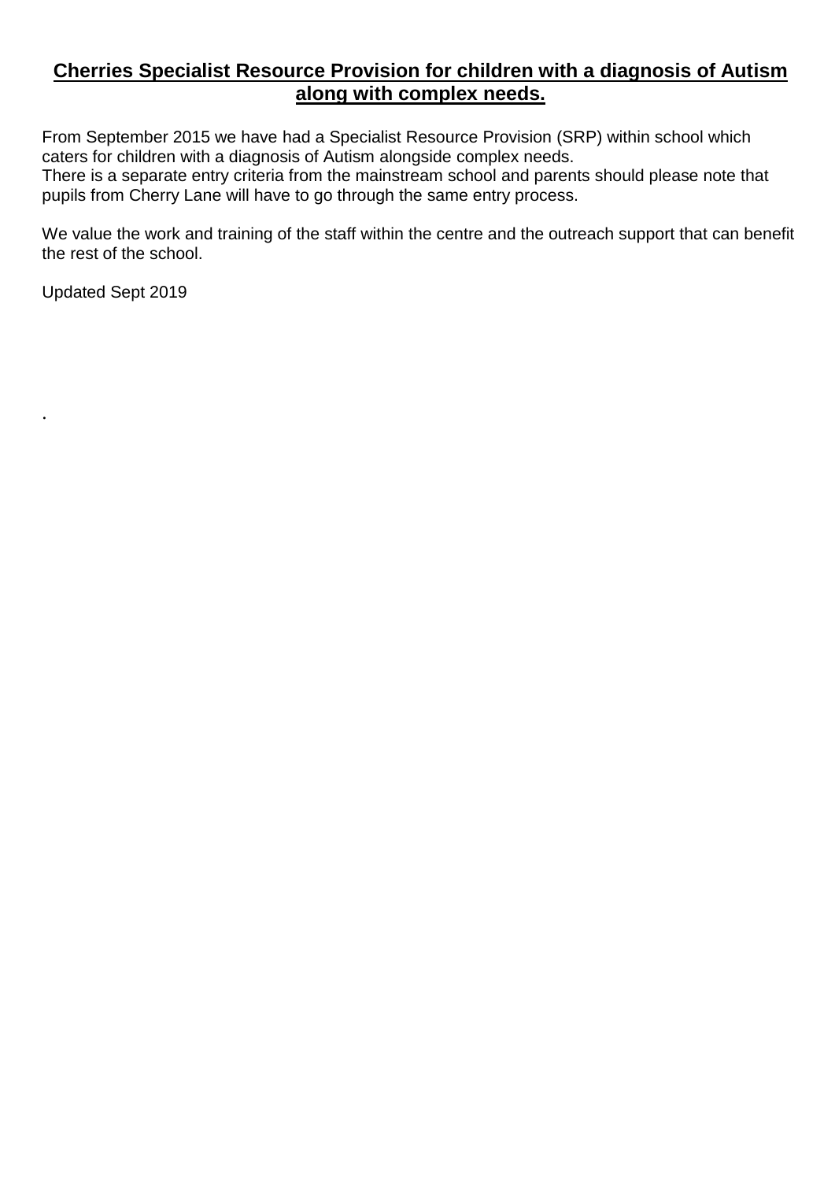## **Cherries Specialist Resource Provision for children with a diagnosis of Autism along with complex needs.**

From September 2015 we have had a Specialist Resource Provision (SRP) within school which caters for children with a diagnosis of Autism alongside complex needs.
There is a separate entry criteria from the mainstream school and parents should please note that pupils from Cherry Lane will have to go through the same entry process.

We value the work and training of the staff within the centre and the outreach support that can benefit the rest of the school.

Updated Sept 2019

.